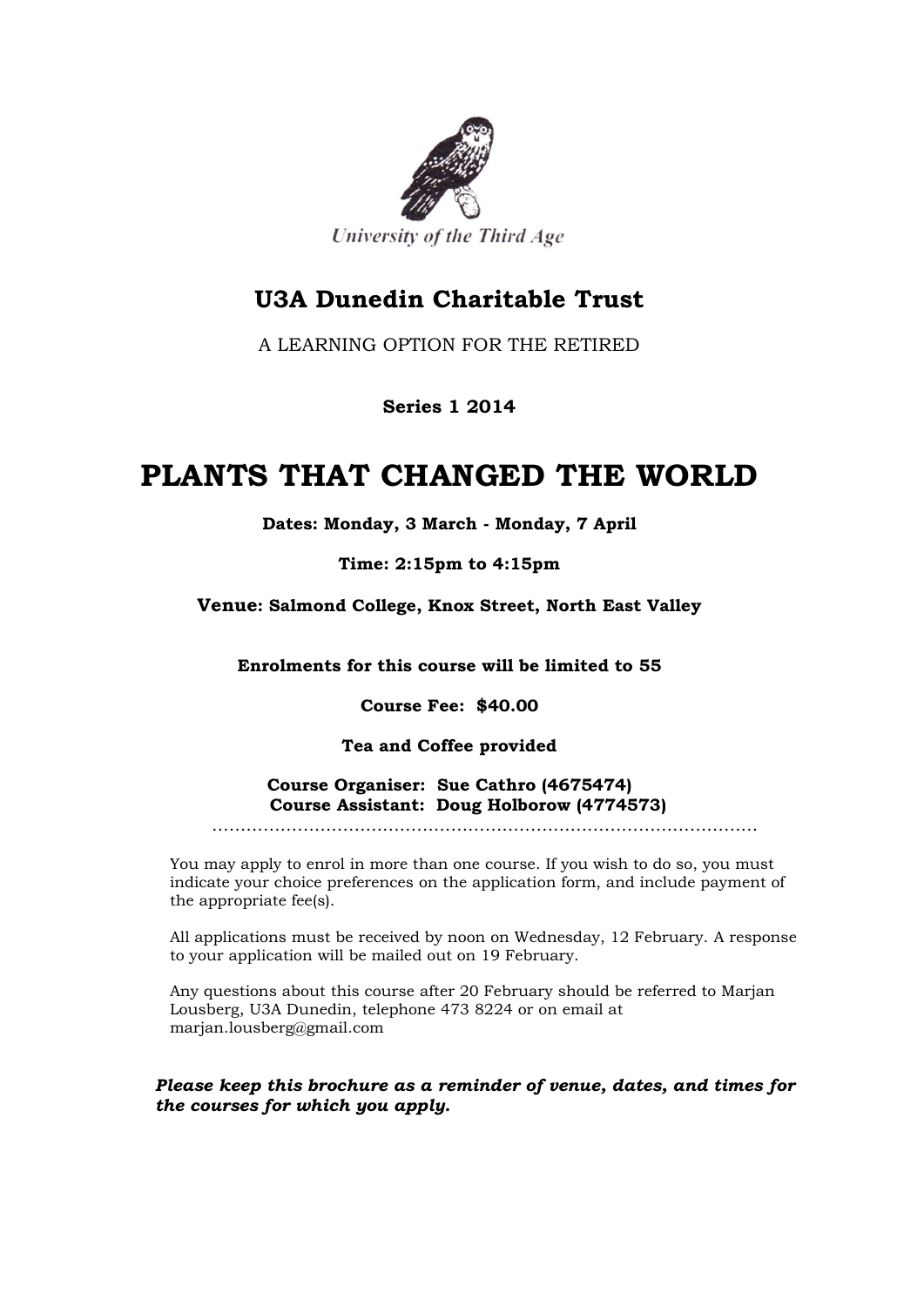University of the Third Age

## U3A Dunedin Charitable Trust

A LEARNING OPTION FOR THE RETIRED

**Series 1 2014**

# PLANTS THAT CHANGED THE WORLD

**Dates: Monday, 3 March - Monday, 7 April**

**Time: 2:15pm to 4:15pm**

**Venue: Salmond College, Knox Street, North East Valley**

**Enrolments for this course will be limited to 55**

**Course Fee: $40.00**

**Tea and Coffee provided**

**Course Organiser: Sue Cathro (4675474)**
**Course Assistant: Doug Holborow (4774573)**

.............................................................................................

You may apply to enrol in more than one course. If you wish to do so, you must indicate your choice preferences on the application form, and include payment of the appropriate fee(s).

All applications must be received by noon on Wednesday, 12 February. A response to your application will be mailed out on 19 February.

Any questions about this course after 20 February should be referred to Marjan Lousberg, U3A Dunedin, telephone 473 8224 or on email at marjan.lousberg@gmail.com

***Please keep this brochure as a reminder of venue, dates, and times for the courses for which you apply.***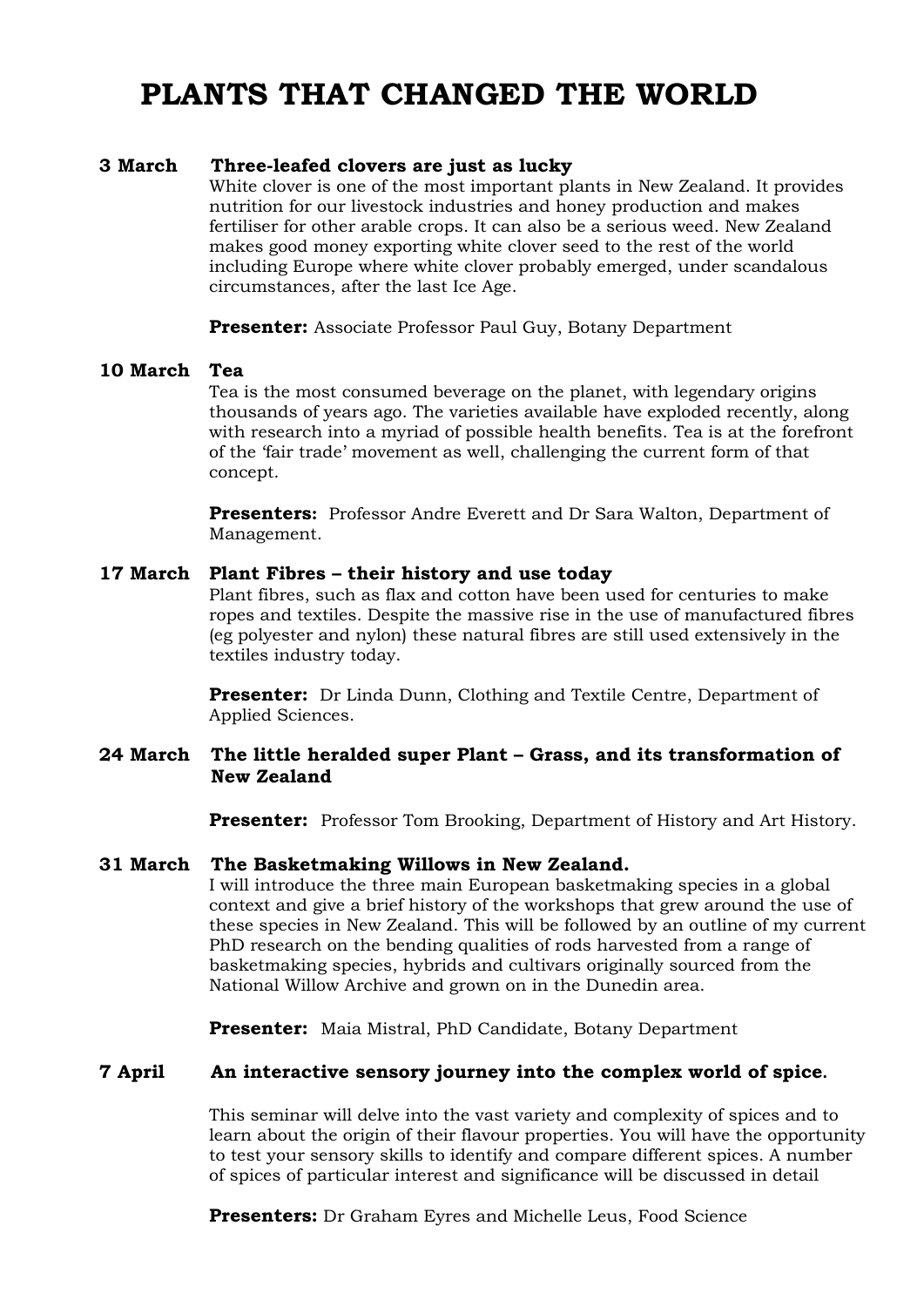# PLANTS THAT CHANGED THE WORLD

**3 March** **Three-leafed clovers are just as lucky**

White clover is one of the most important plants in New Zealand. It provides nutrition for our livestock industries and honey production and makes fertiliser for other arable crops. It can also be a serious weed. New Zealand makes good money exporting white clover seed to the rest of the world including Europe where white clover probably emerged, under scandalous circumstances, after the last Ice Age.

**Presenter:** Associate Professor Paul Guy, Botany Department

**10 March** **Tea**

Tea is the most consumed beverage on the planet, with legendary origins thousands of years ago. The varieties available have exploded recently, along with research into a myriad of possible health benefits. Tea is at the forefront of the 'fair trade' movement as well, challenging the current form of that concept.

**Presenters:** Professor Andre Everett and Dr Sara Walton, Department of Management.

**17 March** **Plant Fibres – their history and use today**

Plant fibres, such as flax and cotton have been used for centuries to make ropes and textiles. Despite the massive rise in the use of manufactured fibres (eg polyester and nylon) these natural fibres are still used extensively in the textiles industry today.

**Presenter:** Dr Linda Dunn, Clothing and Textile Centre, Department of Applied Sciences.

**24 March** **The little heralded super Plant – Grass, and its transformation of New Zealand**

**Presenter:** Professor Tom Brooking, Department of History and Art History.

**31 March** **The Basketmaking Willows in New Zealand.**

I will introduce the three main European basketmaking species in a global context and give a brief history of the workshops that grew around the use of these species in New Zealand. This will be followed by an outline of my current PhD research on the bending qualities of rods harvested from a range of basketmaking species, hybrids and cultivars originally sourced from the National Willow Archive and grown on in the Dunedin area.

**Presenter:** Maia Mistral, PhD Candidate, Botany Department

**7 April** **An interactive sensory journey into the complex world of spice.**

This seminar will delve into the vast variety and complexity of spices and to learn about the origin of their flavour properties. You will have the opportunity to test your sensory skills to identify and compare different spices. A number of spices of particular interest and significance will be discussed in detail

**Presenters:** Dr Graham Eyres and Michelle Leus, Food Science